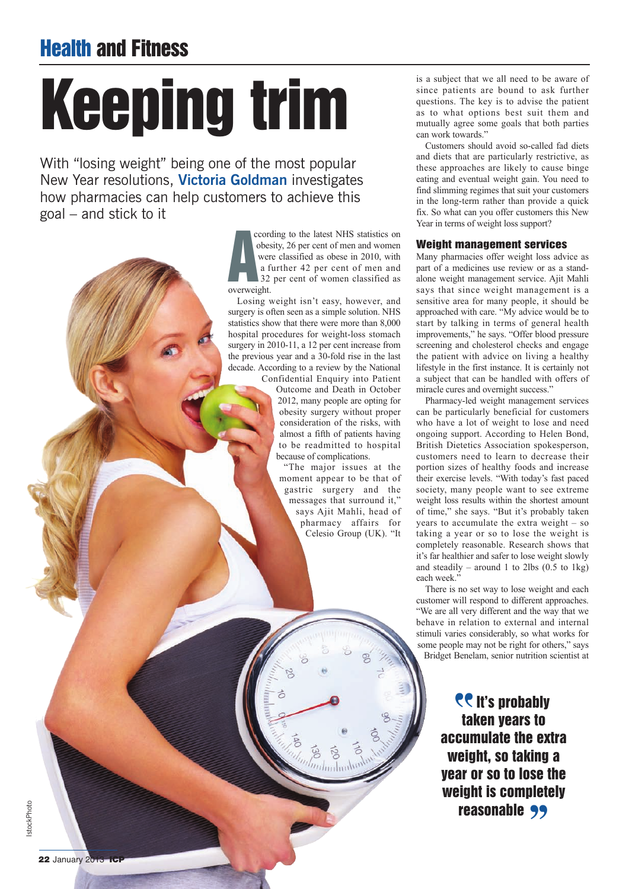# Keeping trim

With "losing weight" being one of the most popular New Year resolutions, **Victoria Goldman** investigates how pharmacies can help customers to achieve this goal – and stick to it

According to the latest NHS statistics on obesity, 26 per cent of men and women were classified as obese in 2010, with a further 42 per cent of men and 32 per cent of women classified as overweight.

Losing weight isn't easy, however, and surgery is often seen as a simple solution. NHS statistics show that there were more than 8,000 hospital procedures for weight-loss stomach surgery in 2010-11, a 12 per cent increase from the previous year and a 30-fold rise in the last decade. According to a review by the National Confidential Enquiry into Patient Outcome and Death in October 2012, many people are opting for obesity surgery without proper consideration of the risks, with almost a fifth of patients having to be readmitted to hospital because of complications.

"The major issues at the moment appear to be that of gastric surgery and the messages that surround it," says Ajit Mahli, head of pharmacy affairs for Celesio Group (UK). "It is a subject that we all need to be aware of since patients are bound to ask further questions. The key is to advise the patient as to what options best suit them and mutually agree some goals that both parties can work towards."

Customers should avoid so-called fad diets and diets that are particularly restrictive, as these approaches are likely to cause binge eating and eventual weight gain. You need to find slimming regimes that suit your customers in the long-term rather than provide a quick fix. So what can you offer customers this New Year in terms of weight loss support?

## Weight management services

Many pharmacies offer weight loss advice as part of a medicines use review or as a stand-alone weight management service. Ajit Mahli says that since weight management is a sensitive area for many people, it should be approached with care. "My advice would be to start by talking in terms of general health improvements," he says. "Offer blood pressure screening and cholesterol checks and engage the patient with advice on living a healthy lifestyle in the first instance. It is certainly not a subject that can be handled with offers of miracle cures and overnight success."

Pharmacy-led weight management services can be particularly beneficial for customers who have a lot of weight to lose and need ongoing support. According to Helen Bond, British Dietetics Association spokesperson, customers need to learn to decrease their portion sizes of healthy foods and increase their exercise levels. "With today's fast paced society, many people want to see extreme weight loss results within the shortest amount of time," she says. "But it's probably taken years to accumulate the extra weight – so taking a year or so to lose the weight is completely reasonable. Research shows that it's far healthier and safer to lose weight slowly and steadily – around 1 to 2lbs (0.5 to 1kg) each week."

There is no set way to lose weight and each customer will respond to different approaches. "We are all very different and the way that we behave in relation to external and internal stimuli varies considerably, so what works for some people may not be right for others," says Bridget Benelam, senior nutrition scientist at

> **"It's probably taken years to accumulate the extra weight, so taking a year or so to lose the weight is completely reasonable"**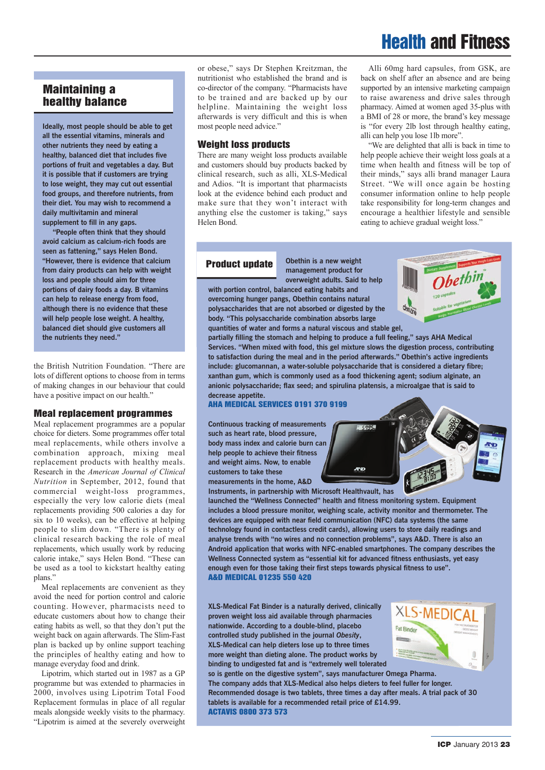## Maintaining a healthy balance

**Ideally, most people should be able to get all the essential vitamins, minerals and other nutrients they need by eating a healthy, balanced diet that includes five portions of fruit and vegetables a day. But it is possible that if customers are trying to lose weight, they may cut out essential food groups, and therefore nutrients, from their diet. You may wish to recommend a daily multivitamin and mineral supplement to fill in any gaps.**

**"People often think that they should avoid calcium as calcium-rich foods are seen as fattening," says Helen Bond. "However, there is evidence that calcium from dairy products can help with weight loss and people should aim for three portions of dairy foods a day. B vitamins can help to release energy from food, although there is no evidence that these will help people lose weight. A healthy, balanced diet should give customers all the nutrients they need."**

the British Nutrition Foundation. "There are lots of different options to choose from in terms of making changes in our behaviour that could have a positive impact on our health."

### Meal replacement programmes

Meal replacement programmes are a popular choice for dieters. Some programmes offer total meal replacements, while others involve a combination approach, mixing meal replacement products with healthy meals. Research in the *American Journal of Clinical Nutrition* in September, 2012, found that commercial weight-loss programmes, especially the very low calorie diets (meal replacements providing 500 calories a day for six to 10 weeks), can be effective at helping people to slim down. "There is plenty of clinical research backing the role of meal replacements, which usually work by reducing calorie intake," says Helen Bond. "These can be used as a tool to kickstart healthy eating plans."

Meal replacements are convenient as they avoid the need for portion control and calorie counting. However, pharmacists need to educate customers about how to change their eating habits as well, so that they don't put the weight back on again afterwards. The Slim-Fast plan is backed up by online support teaching the principles of healthy eating and how to manage everyday food and drink.

Lipotrim, which started out in 1987 as a GP programme but was extended to pharmacies in 2000, involves using Lipotrim Total Food Replacement formulas in place of all regular meals alongside weekly visits to the pharmacy. "Lipotrim is aimed at the severely overweight or obese," says Dr Stephen Kreitzman, the nutritionist who established the brand and is co-director of the company. "Pharmacists have to be trained and are backed up by our helpline. Maintaining the weight loss afterwards is very difficult and this is when most people need advice."

### Weight loss products

There are many weight loss products available and customers should buy products backed by clinical research, such as alli, XLS-Medical and Adios. "It is important that pharmacists look at the evidence behind each product and make sure that they won't interact with anything else the customer is taking," says Helen Bond.

Alli 60mg hard capsules, from GSK, are back on shelf after an absence and are being supported by an intensive marketing campaign to raise awareness and drive sales through pharmacy. Aimed at women aged 35-plus with a BMI of 28 or more, the brand's key message is "for every 2lb lost through healthy eating, alli can help you lose 1lb more".

"We are delighted that alli is back in time to help people achieve their weight loss goals at a time when health and fitness will be top of their minds," says alli brand manager Laura Street. "We will once again be hosting consumer information online to help people take responsibility for long-term changes and encourage a healthier lifestyle and sensible eating to achieve gradual weight loss."

## Product update

**Obethin is a new weight management product for overweight adults. Said to help with portion control, balanced eating habits and overcoming hunger pangs, Obethin contains natural polysaccharides that are not absorbed or digested by the body. "This polysaccharide combination absorbs large quantities of water and forms a natural viscous and stable gel, partially filling the stomach and helping to produce a full feeling," says AHA Medical Services. "When mixed with food, this gel mixture slows the digestion process, contributing to satisfaction during the meal and in the period afterwards." Obethin's active ingredients include: glucomannan, a water-soluble polysaccharide that is considered a dietary fibre; xanthan gum, which is commonly used as a food thickening agent; sodium alginate, an anionic polysaccharide; flax seed; and spirulina platensis, a microalgae that is said to decrease appetite.**

**AHA MEDICAL SERVICES 0191 370 9199**

**Continuous tracking of measurements such as heart rate, blood pressure, body mass index and calorie burn can help people to achieve their fitness and weight aims. Now, to enable customers to take these measurements in the home, A&D Instruments, in partnership with Microsoft Healthvault, has launched the "Wellness Connected" health and fitness monitoring system. Equipment includes a blood pressure monitor, weighing scale, activity monitor and thermometer. The devices are equipped with near field communication (NFC) data systems (the same technology found in contactless credit cards), allowing users to store daily readings and analyse trends with "no wires and no connection problems", says A&D. There is also an Android application that works with NFC-enabled smartphones. The company describes the Wellness Connected system as "essential kit for advanced fitness enthusiasts, yet easy enough even for those taking their first steps towards physical fitness to use".**

**A&D MEDICAL 01235 550 420**

**XLS-Medical Fat Binder is a naturally derived, clinically proven weight loss aid available through pharmacies nationwide. According to a double-blind, placebo controlled study published in the journal *Obesity*, XLS-Medical can help dieters lose up to three times more weight than dieting alone. The product works by binding to undigested fat and is "extremely well tolerated so is gentle on the digestive system", says manufacturer Omega Pharma. The company adds that XLS-Medical also helps dieters to feel fuller for longer. Recommended dosage is two tablets, three times a day after meals. A trial pack of 30 tablets is available for a recommended retail price of £14.99.**

**ACTAVIS 0800 373 573**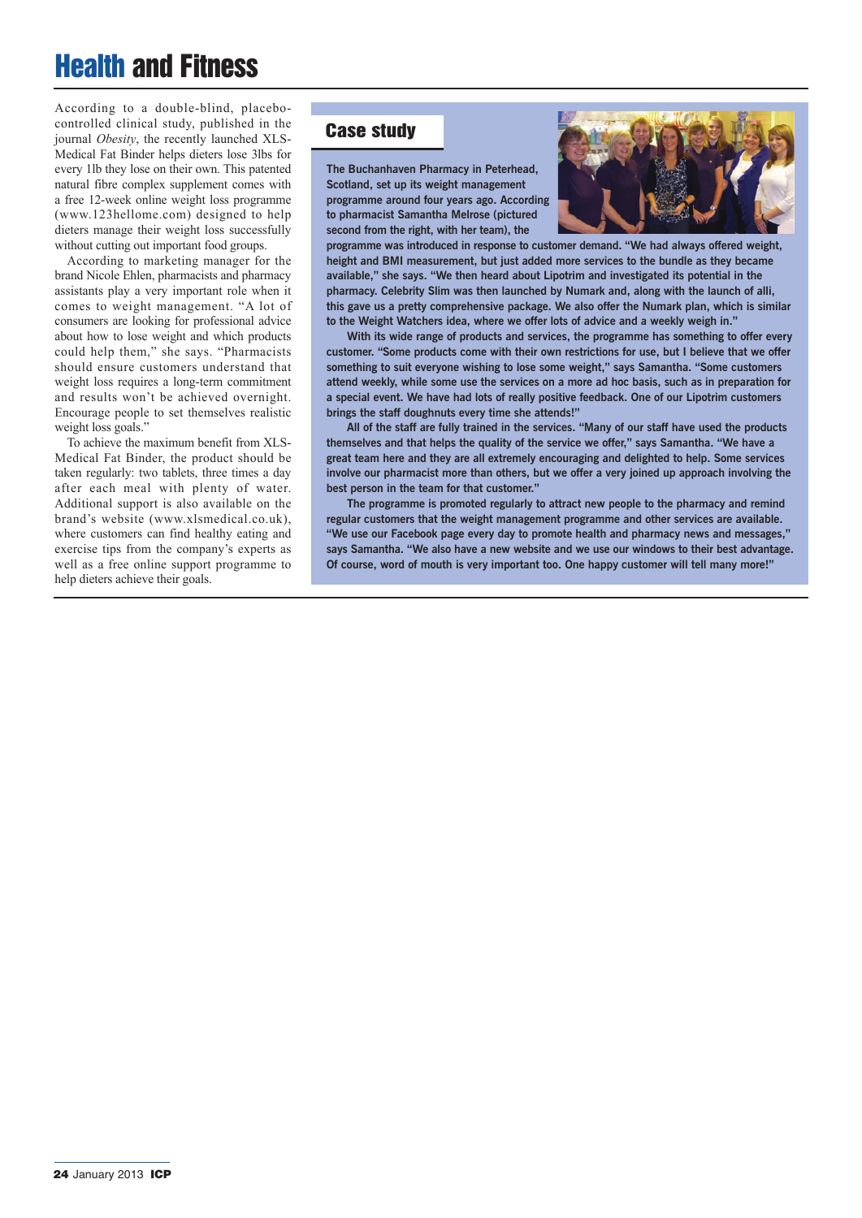# Health and Fitness

According to a double-blind, placebo-controlled clinical study, published in the journal *Obesity*, the recently launched XLS-Medical Fat Binder helps dieters lose 3lbs for every 1lb they lose on their own. This patented natural fibre complex supplement comes with a free 12-week online weight loss programme (www.123hellome.com) designed to help dieters manage their weight loss successfully without cutting out important food groups.

According to marketing manager for the brand Nicole Ehlen, pharmacists and pharmacy assistants play a very important role when it comes to weight management. "A lot of consumers are looking for professional advice about how to lose weight and which products could help them," she says. "Pharmacists should ensure customers understand that weight loss requires a long-term commitment and results won't be achieved overnight. Encourage people to set themselves realistic weight loss goals."

To achieve the maximum benefit from XLS-Medical Fat Binder, the product should be taken regularly: two tablets, three times a day after each meal with plenty of water. Additional support is also available on the brand's website (www.xlsmedical.co.uk), where customers can find healthy eating and exercise tips from the company's experts as well as a free online support programme to help dieters achieve their goals.

## Case study

**The Buchanhaven Pharmacy in Peterhead, Scotland, set up its weight management programme around four years ago. According to pharmacist Samantha Melrose (pictured second from the right, with her team), the programme was introduced in response to customer demand. "We had always offered weight, height and BMI measurement, but just added more services to the bundle as they became available," she says. "We then heard about Lipotrim and investigated its potential in the pharmacy. Celebrity Slim was then launched by Numark and, along with the launch of alli, this gave us a pretty comprehensive package. We also offer the Numark plan, which is similar to the Weight Watchers idea, where we offer lots of advice and a weekly weigh in."**

**With its wide range of products and services, the programme has something to offer every customer. "Some products come with their own restrictions for use, but I believe that we offer something to suit everyone wishing to lose some weight," says Samantha. "Some customers attend weekly, while some use the services on a more ad hoc basis, such as in preparation for a special event. We have had lots of really positive feedback. One of our Lipotrim customers brings the staff doughnuts every time she attends!"**

**All of the staff are fully trained in the services. "Many of our staff have used the products themselves and that helps the quality of the service we offer," says Samantha. "We have a great team here and they are all extremely encouraging and delighted to help. Some services involve our pharmacist more than others, but we offer a very joined up approach involving the best person in the team for that customer."**

**The programme is promoted regularly to attract new people to the pharmacy and remind regular customers that the weight management programme and other services are available. "We use our Facebook page every day to promote health and pharmacy news and messages," says Samantha. "We also have a new website and we use our windows to their best advantage. Of course, word of mouth is very important too. One happy customer will tell many more!"**